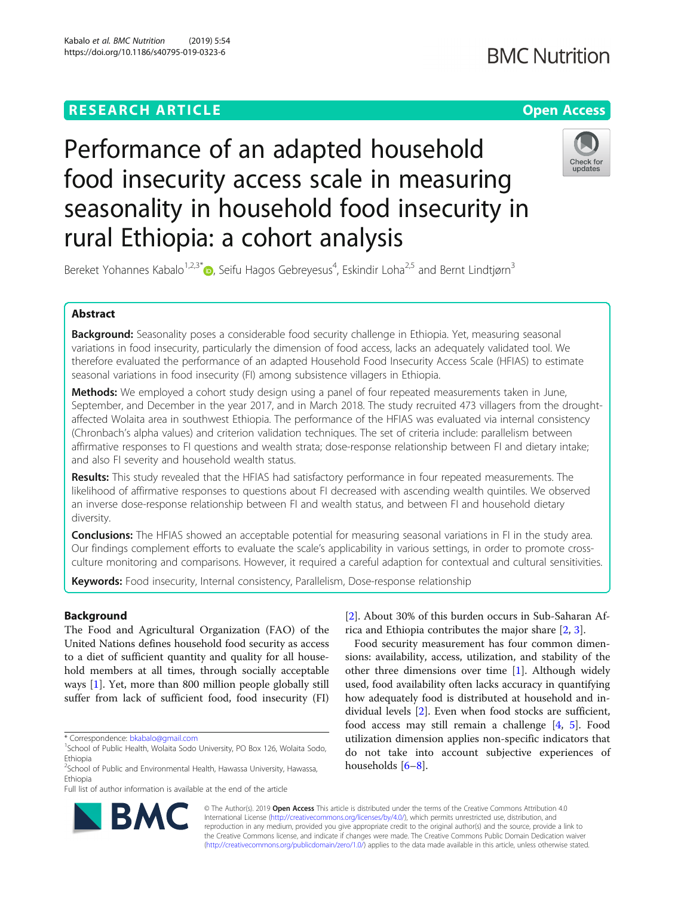RESEARCH ARTICLE

Open Access

# Performance of an adapted household food insecurity access scale in measuring seasonality in household food insecurity in rural Ethiopia: a cohort analysis

Bereket Yohannes Kabalo[1,2,3*], Seifu Hagos Gebreyesus[4], Eskindir Loha[2,5] and Bernt Lindtjørn[3]

## Abstract

**Background:** Seasonality poses a considerable food security challenge in Ethiopia. Yet, measuring seasonal variations in food insecurity, particularly the dimension of food access, lacks an adequately validated tool. We therefore evaluated the performance of an adapted Household Food Insecurity Access Scale (HFIAS) to estimate seasonal variations in food insecurity (FI) among subsistence villagers in Ethiopia.

**Methods:** We employed a cohort study design using a panel of four repeated measurements taken in June, September, and December in the year 2017, and in March 2018. The study recruited 473 villagers from the drought-affected Wolaita area in southwest Ethiopia. The performance of the HFIAS was evaluated via internal consistency (Chronbach's alpha values) and criterion validation techniques. The set of criteria include: parallelism between affirmative responses to FI questions and wealth strata; dose-response relationship between FI and dietary intake; and also FI severity and household wealth status.

**Results:** This study revealed that the HFIAS had satisfactory performance in four repeated measurements. The likelihood of affirmative responses to questions about FI decreased with ascending wealth quintiles. We observed an inverse dose-response relationship between FI and wealth status, and between FI and household dietary diversity.

**Conclusions:** The HFIAS showed an acceptable potential for measuring seasonal variations in FI in the study area. Our findings complement efforts to evaluate the scale's applicability in various settings, in order to promote cross-culture monitoring and comparisons. However, it required a careful adaption for contextual and cultural sensitivities.

**Keywords:** Food insecurity, Internal consistency, Parallelism, Dose-response relationship

## Background

The Food and Agricultural Organization (FAO) of the United Nations defines household food security as access to a diet of sufficient quantity and quality for all household members at all times, through socially acceptable ways [1]. Yet, more than 800 million people globally still suffer from lack of sufficient food, food insecurity (FI) [2]. About 30% of this burden occurs in Sub-Saharan Africa and Ethiopia contributes the major share [2, 3].

Food security measurement has four common dimensions: availability, access, utilization, and stability of the other three dimensions over time [1]. Although widely used, food availability often lacks accuracy in quantifying how adequately food is distributed at household and individual levels [2]. Even when food stocks are sufficient, food access may still remain a challenge [4, 5]. Food utilization dimension applies non-specific indicators that do not take into account subjective experiences of households [6–8].

* Correspondence: bkabalo@gmail.com
[1]School of Public Health, Wolaita Sodo University, PO Box 126, Wolaita Sodo, Ethiopia
[2]School of Public and Environmental Health, Hawassa University, Hawassa, Ethiopia
Full list of author information is available at the end of the article

© The Author(s). 2019 **Open Access** This article is distributed under the terms of the Creative Commons Attribution 4.0 International License (http://creativecommons.org/licenses/by/4.0/), which permits unrestricted use, distribution, and reproduction in any medium, provided you give appropriate credit to the original author(s) and the source, provide a link to the Creative Commons license, and indicate if changes were made. The Creative Commons Public Domain Dedication waiver (http://creativecommons.org/publicdomain/zero/1.0/) applies to the data made available in this article, unless otherwise stated.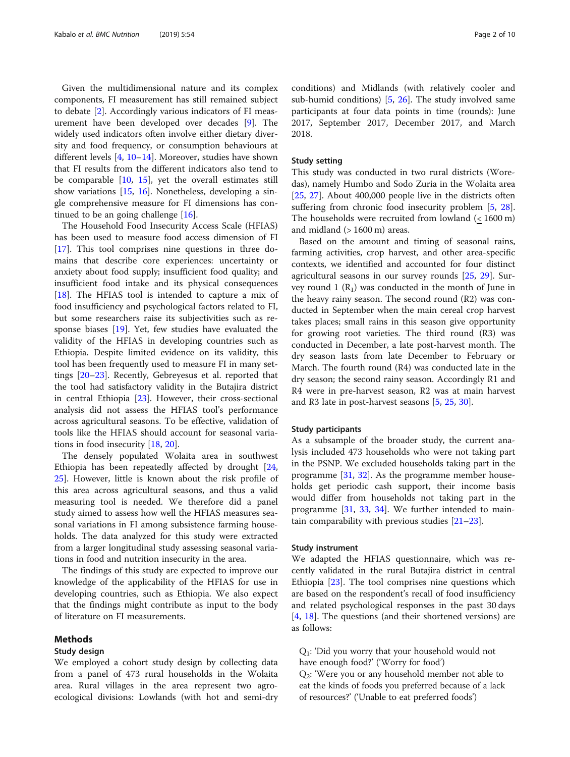Given the multidimensional nature and its complex components, FI measurement has still remained subject to debate [2]. Accordingly various indicators of FI measurement have been developed over decades [9]. The widely used indicators often involve either dietary diversity and food frequency, or consumption behaviours at different levels [4, 10–14]. Moreover, studies have shown that FI results from the different indicators also tend to be comparable [10, 15], yet the overall estimates still show variations [15, 16]. Nonetheless, developing a single comprehensive measure for FI dimensions has continued to be an going challenge [16].

The Household Food Insecurity Access Scale (HFIAS) has been used to measure food access dimension of FI [17]. This tool comprises nine questions in three domains that describe core experiences: uncertainty or anxiety about food supply; insufficient food quality; and insufficient food intake and its physical consequences [18]. The HFIAS tool is intended to capture a mix of food insufficiency and psychological factors related to FI, but some researchers raise its subjectivities such as response biases [19]. Yet, few studies have evaluated the validity of the HFIAS in developing countries such as Ethiopia. Despite limited evidence on its validity, this tool has been frequently used to measure FI in many settings [20–23]. Recently, Gebreyesus et al. reported that the tool had satisfactory validity in the Butajira district in central Ethiopia [23]. However, their cross-sectional analysis did not assess the HFIAS tool's performance across agricultural seasons. To be effective, validation of tools like the HFIAS should account for seasonal variations in food insecurity [18, 20].

The densely populated Wolaita area in southwest Ethiopia has been repeatedly affected by drought [24, 25]. However, little is known about the risk profile of this area across agricultural seasons, and thus a valid measuring tool is needed. We therefore did a panel study aimed to assess how well the HFIAS measures seasonal variations in FI among subsistence farming households. The data analyzed for this study were extracted from a larger longitudinal study assessing seasonal variations in food and nutrition insecurity in the area.

The findings of this study are expected to improve our knowledge of the applicability of the HFIAS for use in developing countries, such as Ethiopia. We also expect that the findings might contribute as input to the body of literature on FI measurements.

## Methods

### Study design

We employed a cohort study design by collecting data from a panel of 473 rural households in the Wolaita area. Rural villages in the area represent two agro-ecological divisions: Lowlands (with hot and semi-dry conditions) and Midlands (with relatively cooler and sub-humid conditions) [5, 26]. The study involved same participants at four data points in time (rounds): June 2017, September 2017, December 2017, and March 2018.

### Study setting

This study was conducted in two rural districts (Woredas), namely Humbo and Sodo Zuria in the Wolaita area [25, 27]. About 400,000 people live in the districts often suffering from chronic food insecurity problem [5, 28]. The households were recruited from lowland ($\leq$ 1600 m) and midland (> 1600 m) areas.

Based on the amount and timing of seasonal rains, farming activities, crop harvest, and other area-specific contexts, we identified and accounted for four distinct agricultural seasons in our survey rounds [25, 29]. Survey round 1 ($R_1$) was conducted in the month of June in the heavy rainy season. The second round (R2) was conducted in September when the main cereal crop harvest takes places; small rains in this season give opportunity for growing root varieties. The third round (R3) was conducted in December, a late post-harvest month. The dry season lasts from late December to February or March. The fourth round (R4) was conducted late in the dry season; the second rainy season. Accordingly R1 and R4 were in pre-harvest season, R2 was at main harvest and R3 late in post-harvest seasons [5, 25, 30].

### Study participants

As a subsample of the broader study, the current analysis included 473 households who were not taking part in the PSNP. We excluded households taking part in the programme [31, 32]. As the programme member households get periodic cash support, their income basis would differ from households not taking part in the programme [31, 33, 34]. We further intended to maintain comparability with previous studies [21–23].

### Study instrument

We adapted the HFIAS questionnaire, which was recently validated in the rural Butajira district in central Ethiopia [23]. The tool comprises nine questions which are based on the respondent's recall of food insufficiency and related psychological responses in the past 30 days [4, 18]. The questions (and their shortened versions) are as follows:

$Q_1$: 'Did you worry that your household would not have enough food?' ('Worry for food')

$Q_2$: 'Were you or any household member not able to eat the kinds of foods you preferred because of a lack of resources?' ('Unable to eat preferred foods')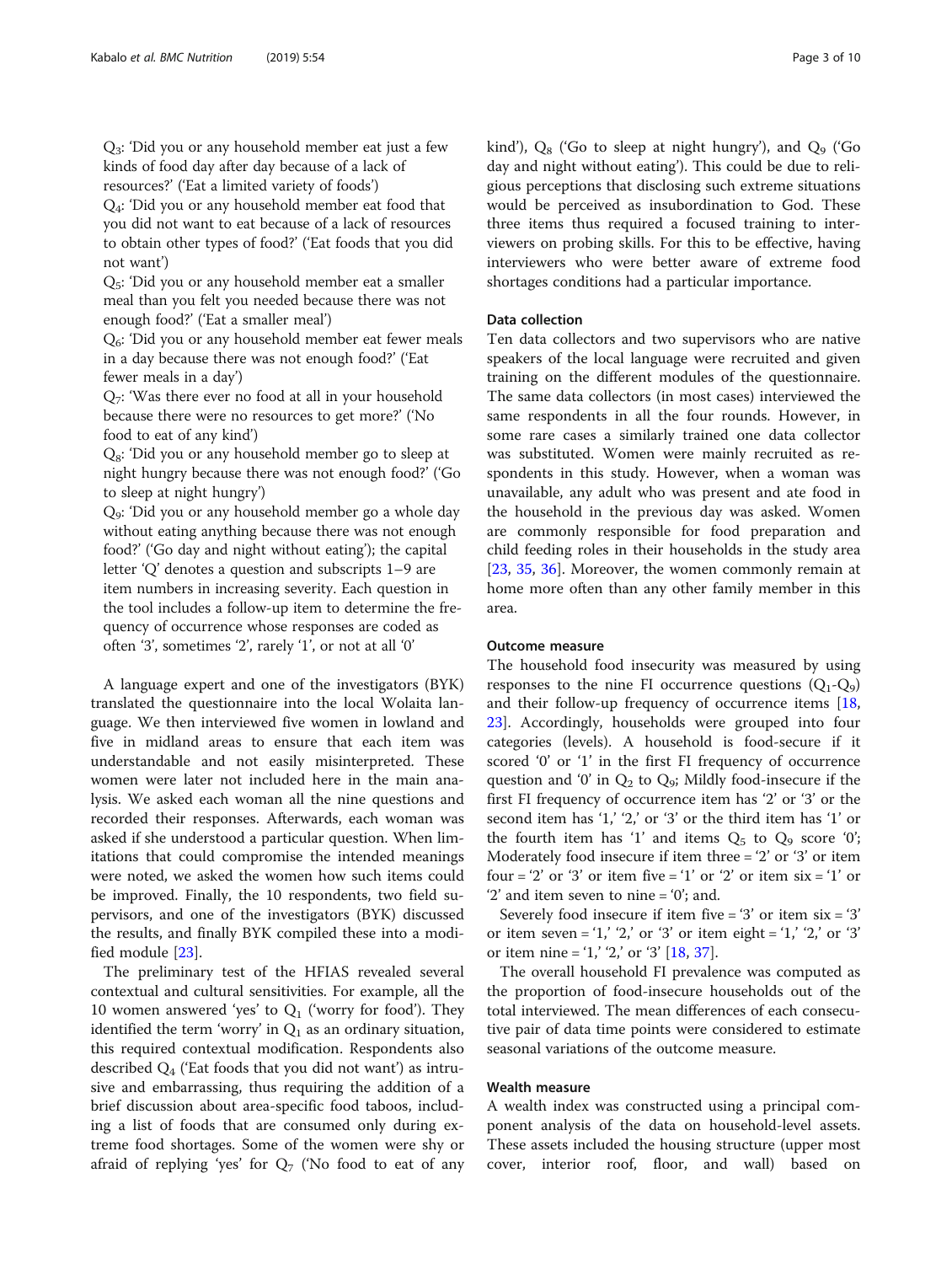$Q_3$: 'Did you or any household member eat just a few kinds of food day after day because of a lack of resources?' ('Eat a limited variety of foods')

$Q_4$: 'Did you or any household member eat food that you did not want to eat because of a lack of resources to obtain other types of food?' ('Eat foods that you did not want')

$Q_5$: 'Did you or any household member eat a smaller meal than you felt you needed because there was not enough food?' ('Eat a smaller meal')

$Q_6$: 'Did you or any household member eat fewer meals in a day because there was not enough food?' ('Eat fewer meals in a day')

$Q_7$: 'Was there ever no food at all in your household because there were no resources to get more?' ('No food to eat of any kind')

$Q_8$: 'Did you or any household member go to sleep at night hungry because there was not enough food?' ('Go to sleep at night hungry')

$Q_9$: 'Did you or any household member go a whole day without eating anything because there was not enough food?' ('Go day and night without eating'); the capital letter 'Q' denotes a question and subscripts 1–9 are item numbers in increasing severity. Each question in the tool includes a follow-up item to determine the frequency of occurrence whose responses are coded as often '3', sometimes '2', rarely '1', or not at all '0'

A language expert and one of the investigators (BYK) translated the questionnaire into the local Wolaita language. We then interviewed five women in lowland and five in midland areas to ensure that each item was understandable and not easily misinterpreted. These women were later not included here in the main analysis. We asked each woman all the nine questions and recorded their responses. Afterwards, each woman was asked if she understood a particular question. When limitations that could compromise the intended meanings were noted, we asked the women how such items could be improved. Finally, the 10 respondents, two field supervisors, and one of the investigators (BYK) discussed the results, and finally BYK compiled these into a modified module [23].

The preliminary test of the HFIAS revealed several contextual and cultural sensitivities. For example, all the 10 women answered 'yes' to $Q_1$ ('worry for food'). They identified the term 'worry' in $Q_1$ as an ordinary situation, this required contextual modification. Respondents also described $Q_4$ ('Eat foods that you did not want') as intrusive and embarrassing, thus requiring the addition of a brief discussion about area-specific food taboos, including a list of foods that are consumed only during extreme food shortages. Some of the women were shy or afraid of replying 'yes' for $Q_7$ ('No food to eat of any kind'), $Q_8$ ('Go to sleep at night hungry'), and $Q_9$ ('Go day and night without eating'). This could be due to religious perceptions that disclosing such extreme situations would be perceived as insubordination to God. These three items thus required a focused training to interviewers on probing skills. For this to be effective, having interviewers who were better aware of extreme food shortages conditions had a particular importance.

### Data collection

Ten data collectors and two supervisors who are native speakers of the local language were recruited and given training on the different modules of the questionnaire. The same data collectors (in most cases) interviewed the same respondents in all the four rounds. However, in some rare cases a similarly trained one data collector was substituted. Women were mainly recruited as respondents in this study. However, when a woman was unavailable, any adult who was present and ate food in the household in the previous day was asked. Women are commonly responsible for food preparation and child feeding roles in their households in the study area [23, 35, 36]. Moreover, the women commonly remain at home more often than any other family member in this area.

### Outcome measure

The household food insecurity was measured by using responses to the nine FI occurrence questions ($Q_1$-$Q_9$) and their follow-up frequency of occurrence items [18, 23]. Accordingly, households were grouped into four categories (levels). A household is food-secure if it scored '0' or '1' in the first FI frequency of occurrence question and '0' in $Q_2$ to $Q_9$; Mildly food-insecure if the first FI frequency of occurrence item has '2' or '3' or the second item has '1,' '2,' or '3' or the third item has '1' or the fourth item has '1' and items $Q_5$ to $Q_9$ score '0'; Moderately food insecure if item three = '2' or '3' or item four = '2' or '3' or item five = '1' or '2' or item six = '1' or '2' and item seven to nine = '0'; and.

Severely food insecure if item five = '3' or item six = '3' or item seven = '1,' '2,' or '3' or item eight = '1,' '2,' or '3' or item nine = '1,' '2,' or '3' [18, 37].

The overall household FI prevalence was computed as the proportion of food-insecure households out of the total interviewed. The mean differences of each consecutive pair of data time points were considered to estimate seasonal variations of the outcome measure.

### Wealth measure

A wealth index was constructed using a principal component analysis of the data on household-level assets. These assets included the housing structure (upper most cover, interior roof, floor, and wall) based on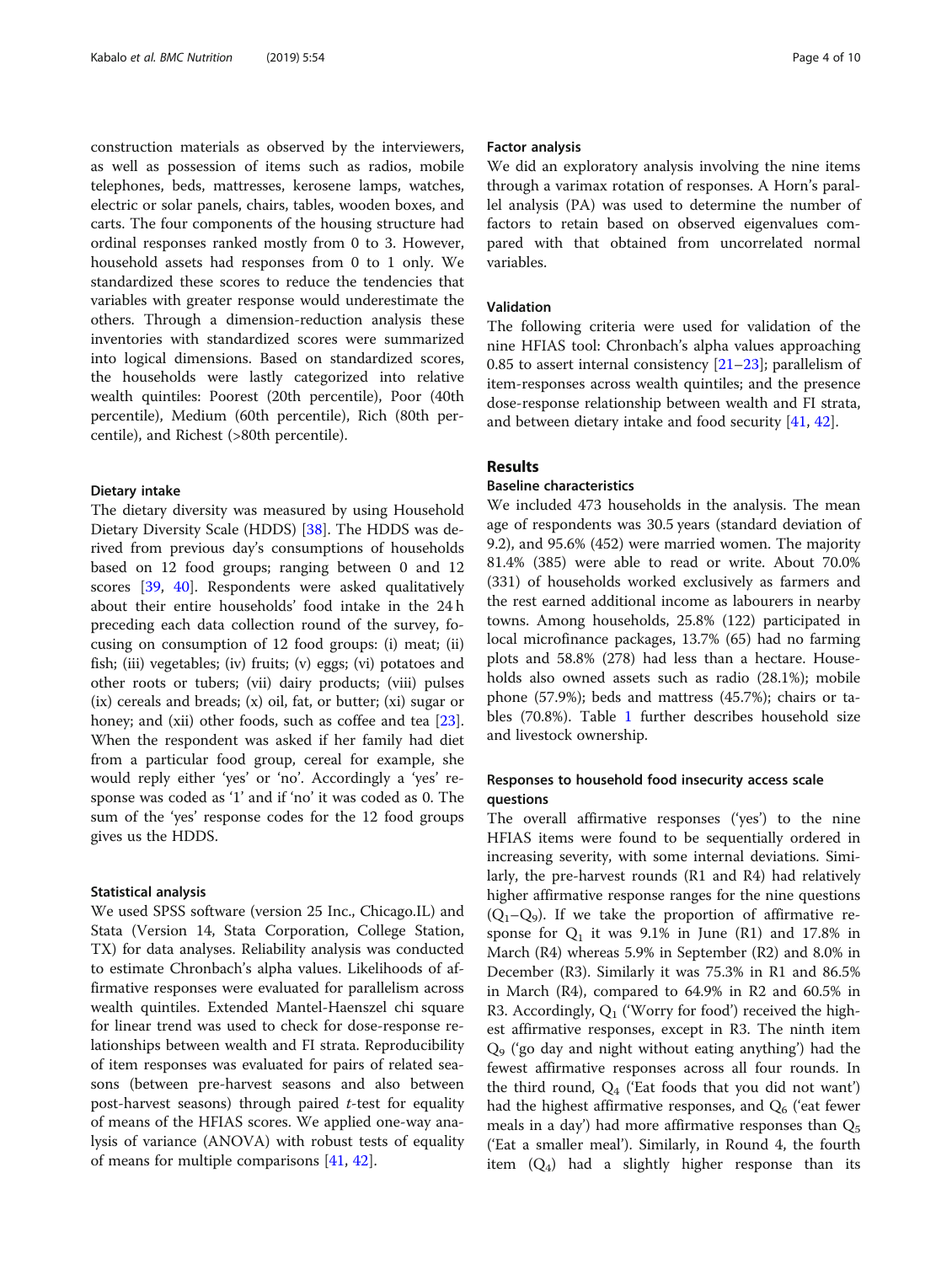construction materials as observed by the interviewers, as well as possession of items such as radios, mobile telephones, beds, mattresses, kerosene lamps, watches, electric or solar panels, chairs, tables, wooden boxes, and carts. The four components of the housing structure had ordinal responses ranked mostly from 0 to 3. However, household assets had responses from 0 to 1 only. We standardized these scores to reduce the tendencies that variables with greater response would underestimate the others. Through a dimension-reduction analysis these inventories with standardized scores were summarized into logical dimensions. Based on standardized scores, the households were lastly categorized into relative wealth quintiles: Poorest (20th percentile), Poor (40th percentile), Medium (60th percentile), Rich (80th percentile), and Richest (>80th percentile).

#### Dietary intake

The dietary diversity was measured by using Household Dietary Diversity Scale (HDDS) [38]. The HDDS was derived from previous day's consumptions of households based on 12 food groups; ranging between 0 and 12 scores [39, 40]. Respondents were asked qualitatively about their entire households' food intake in the 24 h preceding each data collection round of the survey, focusing on consumption of 12 food groups: (i) meat; (ii) fish; (iii) vegetables; (iv) fruits; (v) eggs; (vi) potatoes and other roots or tubers; (vii) dairy products; (viii) pulses (ix) cereals and breads; (x) oil, fat, or butter; (xi) sugar or honey; and (xii) other foods, such as coffee and tea [23]. When the respondent was asked if her family had diet from a particular food group, for example, cereal for example, she would reply either 'yes' or 'no'. Accordingly a 'yes' response was coded as '1' and if 'no' it was coded as 0. The sum of the 'yes' response codes for the 12 food groups gives us the HDDS.

#### Statistical analysis

We used SPSS software (version 25 Inc., Chicago.IL) and Stata (Version 14, Stata Corporation, College Station, TX) for data analyses. Reliability analysis was conducted to estimate Chronbach's alpha values. Likelihoods of affirmative responses were evaluated for parallelism across wealth quintiles. Extended Mantel-Haenszel chi square for linear trend was used to check for dose-response relationships between wealth and FI strata. Reproducibility of item responses was evaluated for pairs of related seasons (between pre-harvest seasons and also between post-harvest seasons) through paired *t*-test for equality of means of the HFIAS scores. We applied one-way analysis of variance (ANOVA) with robust tests of equality of means for multiple comparisons [41, 42].

#### Factor analysis

We did an exploratory analysis involving the nine items through a varimax rotation of responses. A Horn's parallel analysis (PA) was used to determine the number of factors to retain based on observed eigenvalues compared with that obtained from uncorrelated normal variables.

#### Validation

The following criteria were used for validation of the nine HFIAS tool: Chronbach's alpha values approaching 0.85 to assert internal consistency [21–23]; parallelism of item-responses across wealth quintiles; and the presence dose-response relationship between wealth and FI strata, and between dietary intake and food security [41, 42].

## Results

#### Baseline characteristics

We included 473 households in the analysis. The mean age of respondents was 30.5 years (standard deviation of 9.2), and 95.6% (452) were married women. The majority 81.4% (385) were able to read or write. About 70.0% (331) of households worked exclusively as farmers and the rest earned additional income as labourers in nearby towns. Among households, 25.8% (122) participated in local microfinance packages, 13.7% (65) had no farming plots and 58.8% (278) had less than a hectare. Households also owned assets such as radio (28.1%); mobile phone (57.9%); beds and mattress (45.7%); chairs or tables (70.8%). Table 1 further describes household size and livestock ownership.

#### Responses to household food insecurity access scale questions

The overall affirmative responses ('yes') to the nine HFIAS items were found to be sequentially ordered in increasing severity, with some internal deviations. Similarly, the pre-harvest rounds (R1 and R4) had relatively higher affirmative response ranges for the nine questions ($Q_1$–$Q_9$). If we take the proportion of affirmative response for $Q_1$ it was 9.1% in June (R1) and 17.8% in March (R4) whereas 5.9% in September (R2) and 8.0% in December (R3). Similarly it was 75.3% in R1 and 86.5% in March (R4), compared to 64.9% in R2 and 60.5% in R3. Accordingly, $Q_1$ ('Worry for food') received the highest affirmative responses, except in R3. The ninth item $Q_9$ ('go day and night without eating anything') had the fewest affirmative responses across all four rounds. In the third round, $Q_4$ ('Eat foods that you did not want') had the highest affirmative responses, and $Q_6$ ('eat fewer meals in a day') had more affirmative responses than $Q_5$ ('Eat a smaller meal'). Similarly, in Round 4, the fourth item ($Q_4$) had a slightly higher response than its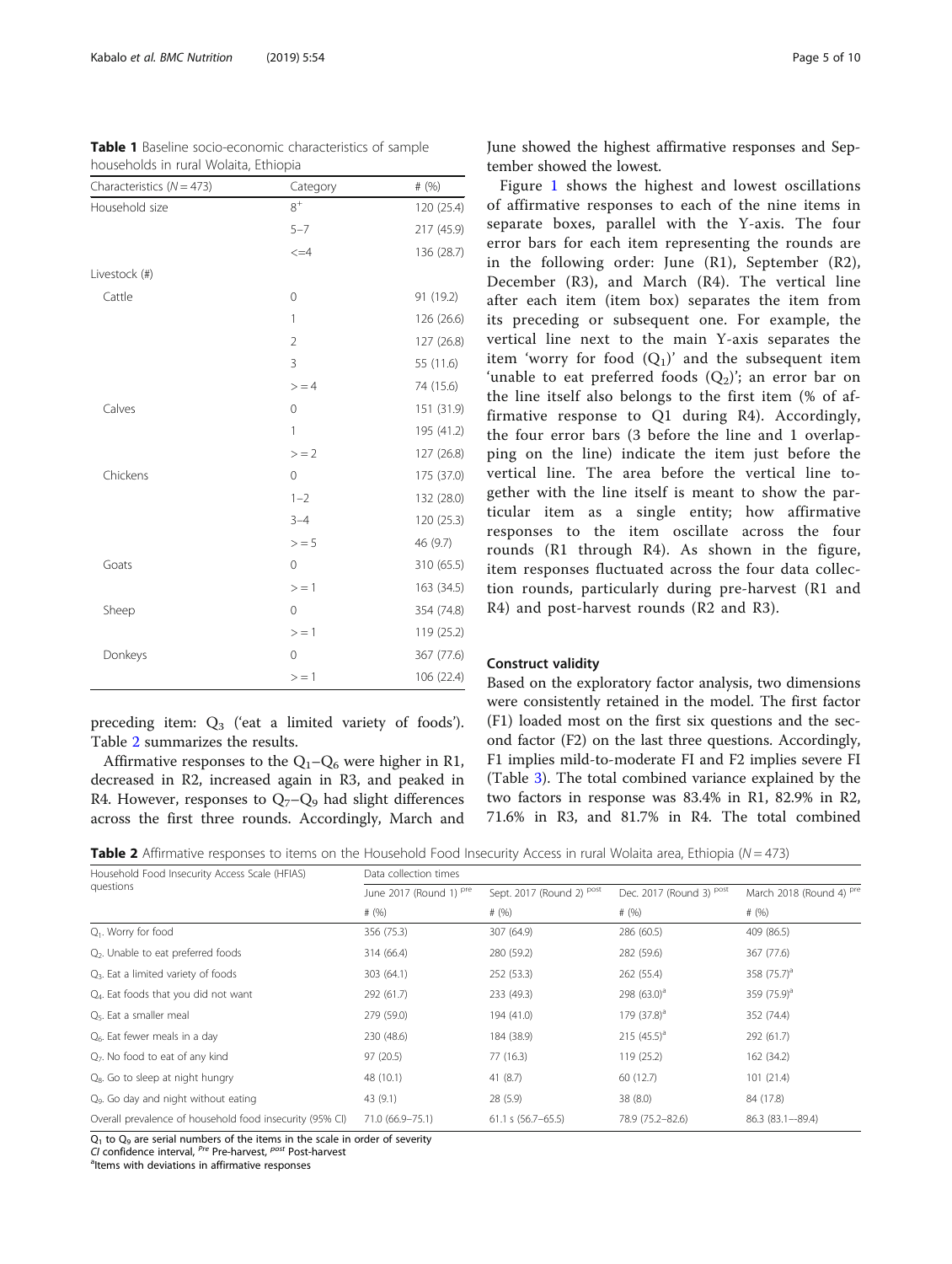**Table 1** Baseline socio-economic characteristics of sample households in rural Wolaita, Ethiopia

| Characteristics ($N = 473$) | Category | # (%) |
|---|---|---|
| Household size | 8[+] | 120 (25.4) |
| | 5–7 | 217 (45.9) |
| | <=4 | 136 (28.7) |
| Livestock (#) | | |
| Cattle | 0 | 91 (19.2) |
| | 1 | 126 (26.6) |
| | 2 | 127 (26.8) |
| | 3 | 55 (11.6) |
| | > = 4 | 74 (15.6) |
| Calves | 0 | 151 (31.9) |
| | 1 | 195 (41.2) |
| | > = 2 | 127 (26.8) |
| Chickens | 0 | 175 (37.0) |
| | 1–2 | 132 (28.0) |
| | 3–4 | 120 (25.3) |
| | > = 5 | 46 (9.7) |
| Goats | 0 | 310 (65.5) |
| | > = 1 | 163 (34.5) |
| Sheep | 0 | 354 (74.8) |
| | > = 1 | 119 (25.2) |
| Donkeys | 0 | 367 (77.6) |
| | > = 1 | 106 (22.4) |

preceding item: $Q_3$ ('eat a limited variety of foods'). Table 2 summarizes the results.

Affirmative responses to the $Q_1$–$Q_6$ were higher in R1, decreased in R2, increased again in R3, and peaked in R4. However, responses to $Q_7$–$Q_9$ had slight differences across the first three rounds. Accordingly, March and June showed the highest affirmative responses and September showed the lowest.

Figure 1 shows the highest and lowest oscillations of affirmative responses to each of the nine items in separate boxes, parallel with the Y-axis. The four error bars for each item representing the rounds are in the following order: June (R1), September (R2), December (R3), and March (R4). The vertical line after each item (item box) separates the item from its preceding or subsequent one. For example, the vertical line next to the main Y-axis separates the item 'worry for food ($Q_1$)' and the subsequent item 'unable to eat preferred foods ($Q_2$)'; an error bar on the line itself also belongs to the first item (% of affirmative response to Q1 during R4). Accordingly, the four error bars (3 before the line and 1 overlapping on the line) indicate the item just before the vertical line. The area before the vertical line together with the line itself is meant to show the particular item as a single entity; how affirmative responses to the item oscillate across the four rounds (R1 through R4). As shown in the figure, item responses fluctuated across the four data collection rounds, particularly during pre-harvest (R1 and R4) and post-harvest rounds (R2 and R3).

### Construct validity

Based on the exploratory factor analysis, two dimensions were consistently retained in the model. The first factor (F1) loaded most on the first six questions and the second factor (F2) on the last three questions. Accordingly, F1 implies mild-to-moderate FI and F2 implies severe FI (Table 3). The total combined variance explained by the two factors in response was 83.4% in R1, 82.9% in R2, 71.6% in R3, and 81.7% in R4. The total combined

**Table 2** Affirmative responses to items on the Household Food Insecurity Access in rural Wolaita area, Ethiopia ($N = 473$)

| Household Food Insecurity Access Scale (HFIAS) questions | Data collection times | | | |
|---|---|---|---|---|
| | June 2017 (Round 1) [Pre] | Sept. 2017 (Round 2) [post] | Dec. 2017 (Round 3) [post] | March 2018 (Round 4) [pre] |
| | # (%) | # (%) | # (%) | # (%) |
| $Q_1$. Worry for food | 356 (75.3) | 307 (64.9) | 286 (60.5) | 409 (86.5) |
| $Q_2$. Unable to eat preferred foods | 314 (66.4) | 280 (59.2) | 282 (59.6) | 367 (77.6) |
| $Q_3$. Eat a limited variety of foods | 303 (64.1) | 252 (53.3) | 262 (55.4) | 358 (75.7)[a] |
| $Q_4$. Eat foods that you did not want | 292 (61.7) | 233 (49.3) | 298 (63.0)[a] | 359 (75.9)[a] |
| $Q_5$. Eat a smaller meal | 279 (59.0) | 194 (41.0) | 179 (37.8)[a] | 352 (74.4) |
| $Q_6$. Eat fewer meals in a day | 230 (48.6) | 184 (38.9) | 215 (45.5)[a] | 292 (61.7) |
| $Q_7$. No food to eat of any kind | 97 (20.5) | 77 (16.3) | 119 (25.2) | 162 (34.2) |
| $Q_8$. Go to sleep at night hungry | 48 (10.1) | 41 (8.7) | 60 (12.7) | 101 (21.4) |
| $Q_9$. Go day and night without eating | 43 (9.1) | 28 (5.9) | 38 (8.0) | 84 (17.8) |
| Overall prevalence of household food insecurity (95% CI) | 71.0 (66.9–75.1) | 61.1 s (56.7–65.5) | 78.9 (75.2–82.6) | 86.3 (83.1—89.4) |

$Q_1$ to $Q_9$ are serial numbers of the items in the scale in order of severity
*CI* confidence interval, [Pre] Pre-harvest, [post] Post-harvest
[a]Items with deviations in affirmative responses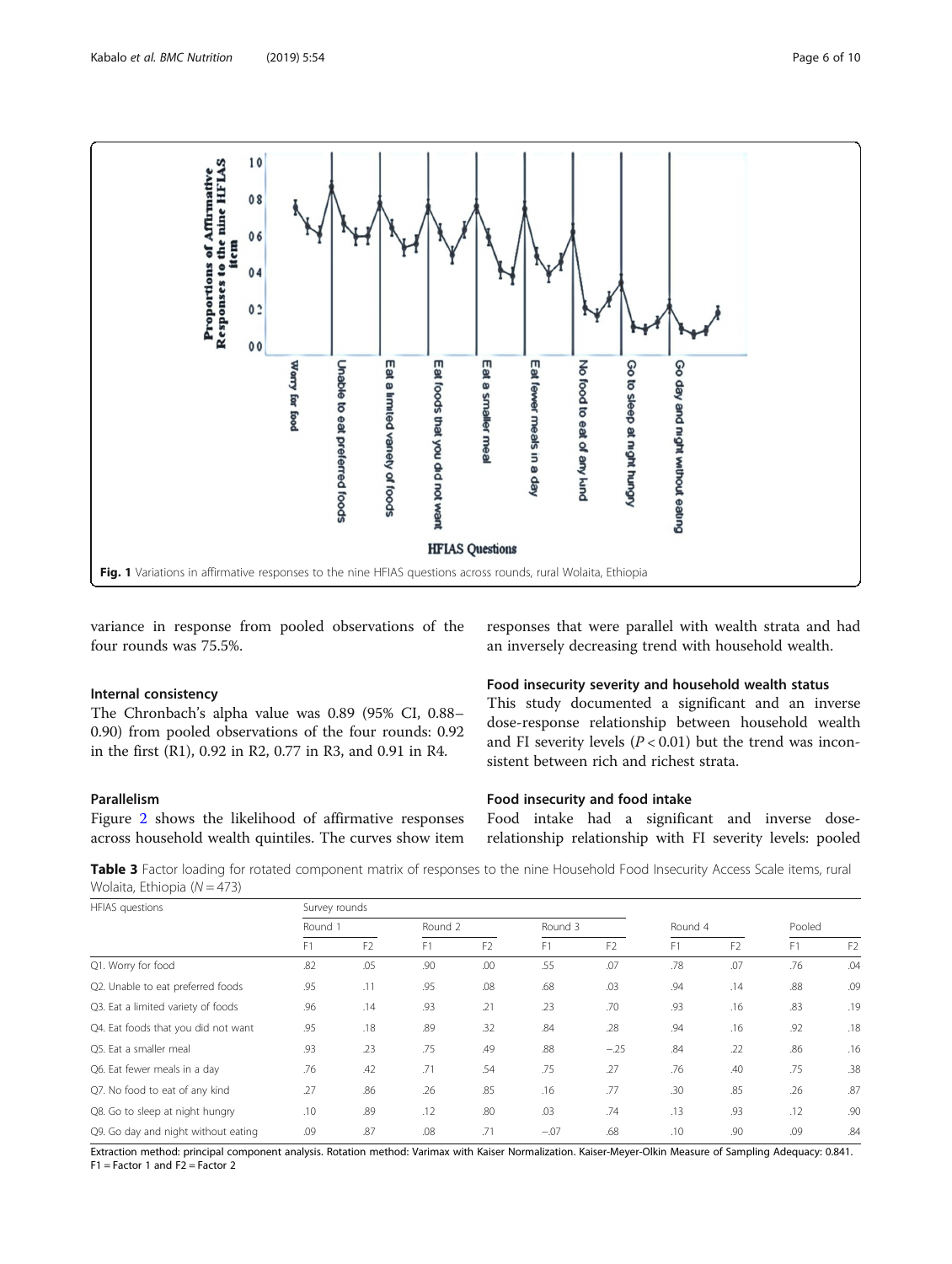Fig. 1 Variations in affirmative responses to the nine HFIAS questions across rounds, rural Wolaita, Ethiopia

variance in response from pooled observations of the four rounds was 75.5%.

### Internal consistency

The Chronbach's alpha value was 0.89 (95% CI, 0.88–0.90) from pooled observations of the four rounds: 0.92 in the first (R1), 0.92 in R2, 0.77 in R3, and 0.91 in R4.

### Parallelism

Figure 2 shows the likelihood of affirmative responses across household wealth quintiles. The curves show item responses that were parallel with wealth strata and had an inversely decreasing trend with household wealth.

### Food insecurity severity and household wealth status

This study documented a significant and an inverse dose-response relationship between household wealth and FI severity levels ($P < 0.01$) but the trend was inconsistent between rich and richest strata.

### Food insecurity and food intake

Food intake had a significant and inverse dose-relationship relationship with FI severity levels: pooled

**Table 3** Factor loading for rotated component matrix of responses to the nine Household Food Insecurity Access Scale items, rural Wolaita, Ethiopia ($N = 473$)

| HFIAS questions | Survey rounds | | | | | | | | | |
|---|---|---|---|---|---|---|---|---|---|---|
| | Round 1 | | Round 2 | | Round 3 | | Round 4 | | Pooled | |
| | F1 | F2 | F1 | F2 | F1 | F2 | F1 | F2 | F1 | F2 |
| Q1. Worry for food | .82 | .05 | .90 | .00 | .55 | .07 | .78 | .07 | .76 | .04 |
| Q2. Unable to eat preferred foods | .95 | .11 | .95 | .08 | .68 | .03 | .94 | .14 | .88 | .09 |
| Q3. Eat a limited variety of foods | .96 | .14 | .93 | .21 | .23 | .70 | .93 | .16 | .83 | .19 |
| Q4. Eat foods that you did not want | .95 | .18 | .89 | .32 | .84 | .28 | .94 | .16 | .92 | .18 |
| Q5. Eat a smaller meal | .93 | .23 | .75 | .49 | .88 | −.25 | .84 | .22 | .86 | .16 |
| Q6. Eat fewer meals in a day | .76 | .42 | .71 | .54 | .75 | .27 | .76 | .40 | .75 | .38 |
| Q7. No food to eat of any kind | .27 | .86 | .26 | .85 | .16 | .77 | .30 | .85 | .26 | .87 |
| Q8. Go to sleep at night hungry | .10 | .89 | .12 | .80 | .03 | .74 | .13 | .93 | .12 | .90 |
| Q9. Go day and night without eating | .09 | .87 | .08 | .71 | −.07 | .68 | .10 | .90 | .09 | .84 |

Extraction method: principal component analysis. Rotation method: Varimax with Kaiser Normalization. Kaiser-Meyer-Olkin Measure of Sampling Adequacy: 0.841. F1 = Factor 1 and F2 = Factor 2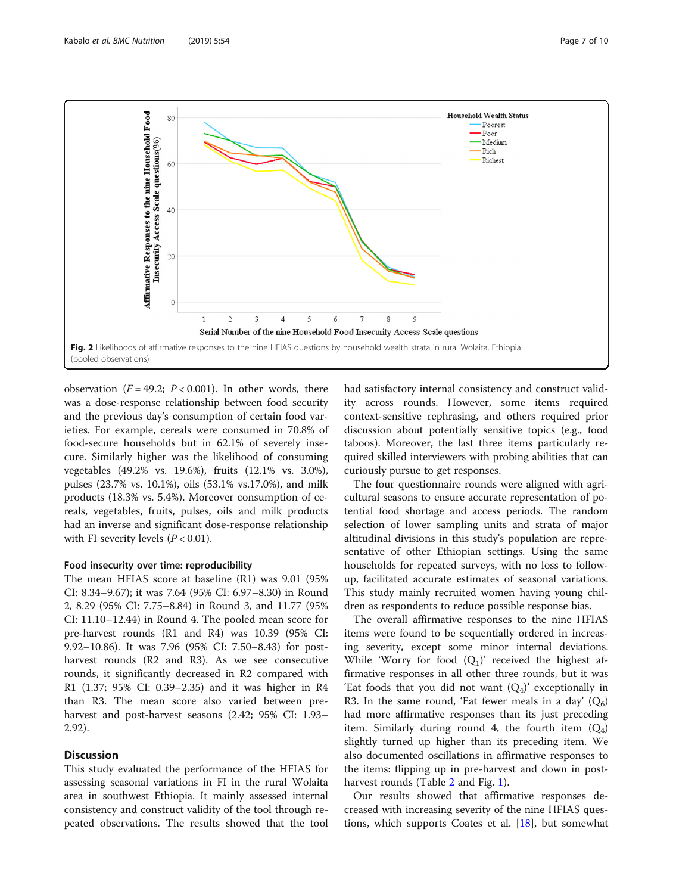Fig. 2 Likelihoods of affirmative responses to the nine HFIAS questions by household wealth strata in rural Wolaita, Ethiopia (pooled observations)

observation ($F = 49.2$; $P < 0.001$). In other words, there was a dose-response relationship between food security and the previous day's consumption of certain food varieties. For example, cereals were consumed in 70.8% of food-secure households but in 62.1% of severely insecure. Similarly higher was the likelihood of consuming vegetables (49.2% vs. 19.6%), fruits (12.1% vs. 3.0%), pulses (23.7% vs. 10.1%), oils (53.1% vs.17.0%), and milk products (18.3% vs. 5.4%). Moreover consumption of cereals, vegetables, fruits, pulses, oils and milk products had an inverse and significant dose-response relationship with FI severity levels ($P < 0.01$).

#### Food insecurity over time: reproducibility

The mean HFIAS score at baseline (R1) was 9.01 (95% CI: 8.34–9.67); it was 7.64 (95% CI: 6.97–8.30) in Round 2, 8.29 (95% CI: 7.75–8.84) in Round 3, and 11.77 (95% CI: 11.10–12.44) in Round 4. The pooled mean score for pre-harvest rounds (R1 and R4) was 10.39 (95% CI: 9.92–10.86). It was 7.96 (95% CI: 7.50–8.43) for post-harvest rounds (R2 and R3). As we see consecutive rounds, it significantly decreased in R2 compared with R1 (1.37; 95% CI: 0.39–2.35) and it was higher in R4 than R3. The mean score also varied between pre-harvest and post-harvest seasons (2.42; 95% CI: 1.93–2.92).

## Discussion

This study evaluated the performance of the HFIAS for assessing seasonal variations in FI in the rural Wolaita area in southwest Ethiopia. It mainly assessed internal consistency and construct validity of the tool through repeated observations. The results showed that the tool had satisfactory internal consistency and construct validity across rounds. However, some items required context-sensitive rephrasing, and others required prior discussion about potentially sensitive topics (e.g., food taboos). Moreover, the last three items particularly required skilled interviewers with probing abilities that can curiously pursue to get responses.

The four questionnaire rounds were aligned with agricultural seasons to ensure accurate representation of potential food shortage and access periods. The random selection of lower sampling units and strata of major altitudinal divisions in this study's population are representative of other Ethiopian settings. Using the same households for repeated surveys, with no loss to follow-up, facilitated accurate estimates of seasonal variations. This study mainly recruited women having young children as respondents to reduce possible response bias.

The overall affirmative responses to the nine HFIAS items were found to be sequentially ordered in increasing severity, except some minor internal deviations. While 'Worry for food ($Q_1$)' received the highest affirmative responses in all other three rounds, but it was 'Eat foods that you did not want ($Q_4$)' exceptionally in R3. In the same round, 'Eat fewer meals in a day' ($Q_6$) had more affirmative responses than its just preceding item. Similarly during round 4, the fourth item ($Q_4$) slightly turned up higher than its preceding item. We also documented oscillations in affirmative responses to the items: flipping up in pre-harvest and down in post-harvest rounds (Table 2 and Fig. 1).

Our results showed that affirmative responses decreased with increasing severity of the nine HFIAS questions, which supports Coates et al. [18], but somewhat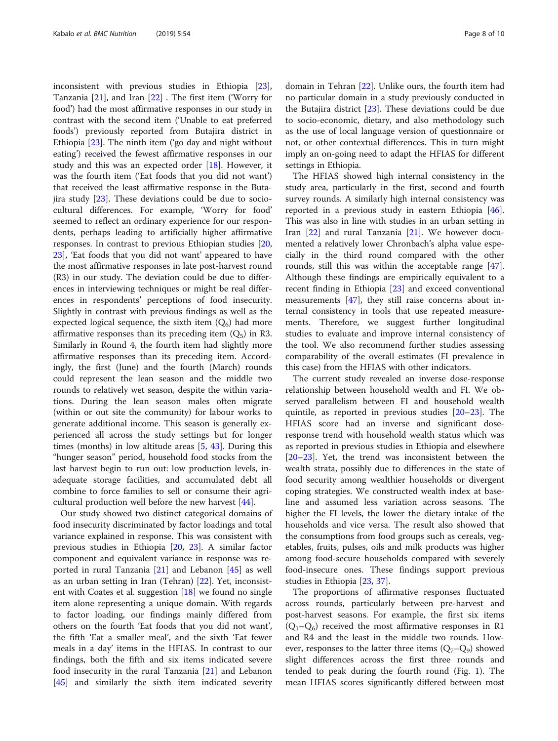inconsistent with previous studies in Ethiopia [23], Tanzania [21], and Iran [22] . The first item ('Worry for food') had the most affirmative responses in our study in contrast with the second item ('Unable to eat preferred foods') previously reported from Butajira district in Ethiopia [23]. The ninth item ('go day and night without eating') received the fewest affirmative responses in our study and this was an expected order [18]. However, it was the fourth item ('Eat foods that you did not want') that received the least affirmative response in the Butajira study [23]. These deviations could be due to sociocultural differences. For example, 'Worry for food' seemed to reflect an ordinary experience for our respondents, perhaps leading to artificially higher affirmative responses. In contrast to previous Ethiopian studies [20, 23], 'Eat foods that you did not want' appeared to have the most affirmative responses in late post-harvest round (R3) in our study. The deviation could be due to differences in interviewing techniques or might be real differences in respondents' perceptions of food insecurity. Slightly in contrast with previous findings as well as the expected logical sequence, the sixth item ($Q_6$) had more affirmative responses than its preceding item ($Q_5$) in R3. Similarly in Round 4, the fourth item had slightly more affirmative responses than its preceding item. Accordingly, the first (June) and the fourth (March) rounds could represent the lean season and the middle two rounds to relatively wet season, despite the within variations. During the lean season males often migrate (within or out site the community) for labour works to generate additional income. This season is generally experienced all across the study settings but for longer times (months) in low altitude areas [5, 43]. During this "hunger season" period, household food stocks from the last harvest begin to run out: low production levels, inadequate storage facilities, and accumulated debt all combine to force families to sell or consume their agricultural production well before the new harvest [44].

Our study showed two distinct categorical domains of food insecurity discriminated by factor loadings and total variance explained in response. This was consistent with previous studies in Ethiopia [20, 23]. A similar factor component and equivalent variance in response was reported in rural Tanzania [21] and Lebanon [45] as well as an urban setting in Iran (Tehran) [22]. Yet, inconsistent with Coates et al. suggestion [18] we found no single item alone representing a unique domain. With regards to factor loading, our findings mainly differed from others on the fourth 'Eat foods that you did not want', the fifth 'Eat a smaller meal', and the sixth 'Eat fewer meals in a day' items in the HFIAS. In contrast to our findings, both the fifth and six items indicated severe food insecurity in the rural Tanzania [21] and Lebanon [45] and similarly the sixth item indicated severity domain in Tehran [22]. Unlike ours, the fourth item had no particular domain in a study previously conducted in the Butajira district [23]. These deviations could be due to socio-economic, dietary, and also methodology such as the use of local language version of questionnaire or not, or other contextual differences. This in turn might imply an on-going need to adapt the HFIAS for different settings in Ethiopia.

The HFIAS showed high internal consistency in the study area, particularly in the first, second and fourth survey rounds. A similarly high internal consistency was reported in a previous study in eastern Ethiopia [46]. This was also in line with studies in an urban setting in Iran [22] and rural Tanzania [21]. We however documented a relatively lower Chronbach's alpha value especially in the third round compared with the other rounds, still this was within the acceptable range [47]. Although these findings are empirically equivalent to a recent finding in Ethiopia [23] and exceed conventional measurements [47], they still raise concerns about internal consistency in tools that use repeated measurements. Therefore, we suggest further longitudinal studies to evaluate and improve internal consistency of the tool. We also recommend further studies assessing comparability of the overall estimates (FI prevalence in this case) from the HFIAS with other indicators.

The current study revealed an inverse dose-response relationship between household wealth and FI. We observed parallelism between FI and household wealth quintile, as reported in previous studies [20–23]. The HFIAS score had an inverse and significant dose-response trend with household wealth status which was as reported in previous studies in Ethiopia and elsewhere [20–23]. Yet, the trend was inconsistent between the wealth strata, possibly due to differences in the state of food security among wealthier households or divergent coping strategies. We constructed wealth index at baseline and assumed less variation across seasons. The higher the FI levels, the lower the dietary intake of the households and vice versa. The result also showed that the consumptions from food groups such as cereals, vegetables, fruits, pulses, oils and milk products was higher among food-secure households compared with severely food-insecure ones. These findings support previous studies in Ethiopia [23, 37].

The proportions of affirmative responses fluctuated across rounds, particularly between pre-harvest and post-harvest seasons. For example, the first six items ($Q_1$–$Q_6$) received the most affirmative responses in R1 and R4 and the least in the middle two rounds. However, responses to the latter three items ($Q_7$–$Q_9$) showed slight differences across the first three rounds and tended to peak during the fourth round (Fig. 1). The mean HFIAS scores significantly differed between most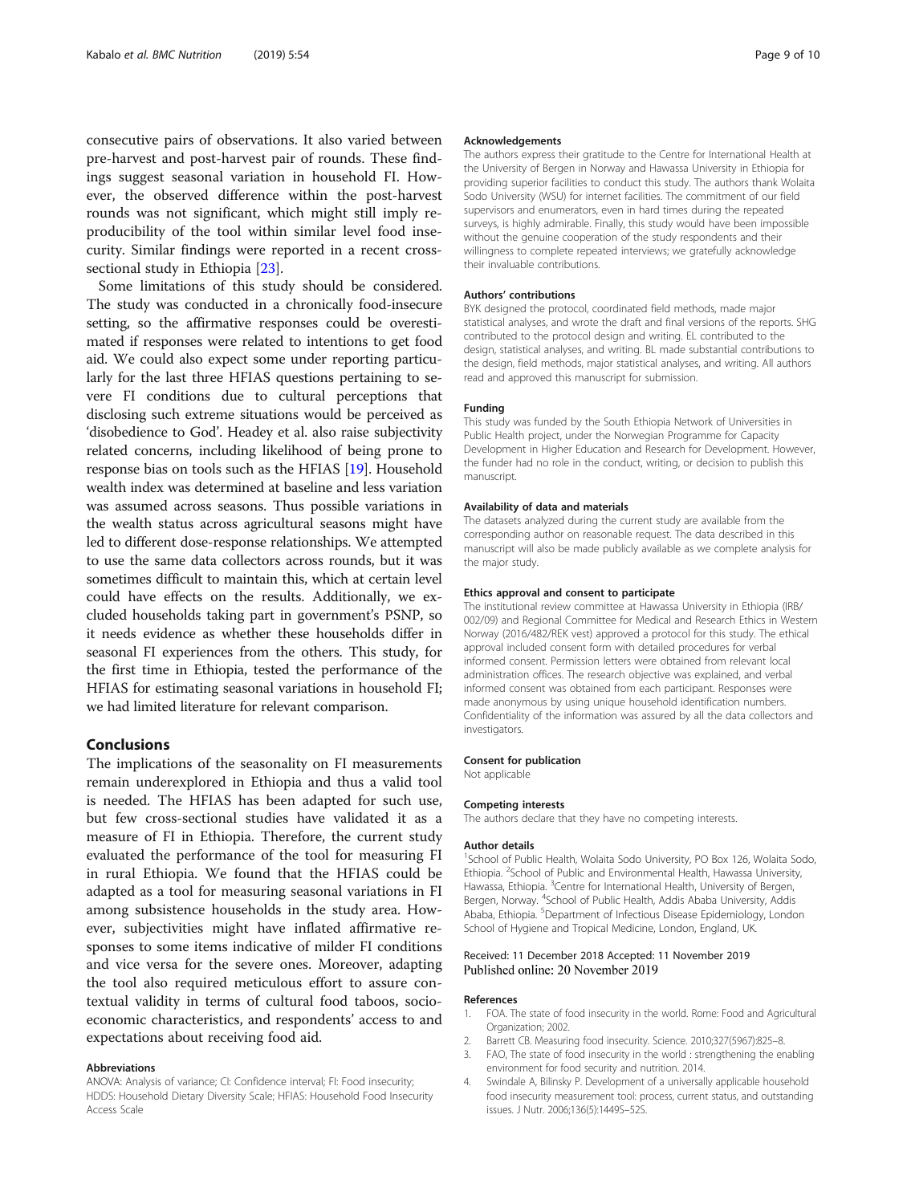consecutive pairs of observations. It also varied between pre-harvest and post-harvest pair of rounds. These findings suggest seasonal variation in household FI. However, the observed difference within the post-harvest rounds was not significant, which might still imply reproducibility of the tool within similar level food insecurity. Similar findings were reported in a recent cross-sectional study in Ethiopia [23].

Some limitations of this study should be considered. The study was conducted in a chronically food-insecure setting, so the affirmative responses could be overestimated if responses were related to intentions to get food aid. We could also expect some under reporting particularly for the last three HFIAS questions pertaining to severe FI conditions due to cultural perceptions that disclosing such extreme situations would be perceived as 'disobedience to God'. Headey et al. also raise subjectivity related concerns, including likelihood of being prone to response bias on tools such as the HFIAS [19]. Household wealth index was determined at baseline and less variation was assumed across seasons. Thus possible variations in the wealth status across agricultural seasons might have led to different dose-response relationships. We attempted to use the same data collectors across rounds, but it was sometimes difficult to maintain this, which at certain level could have effects on the results. Additionally, we excluded households taking part in government's PSNP, so it needs evidence as whether these households differ in seasonal FI experiences from the others. This study, for the first time in Ethiopia, tested the performance of the HFIAS for estimating seasonal variations in household FI; we had limited literature for relevant comparison.

## Conclusions

The implications of the seasonality on FI measurements remain underexplored in Ethiopia and thus a valid tool is needed. The HFIAS has been adapted for such use, but few cross-sectional studies have validated it as a measure of FI in Ethiopia. Therefore, the current study evaluated the performance of the tool for measuring FI in rural Ethiopia. We found that the HFIAS could be adapted as a tool for measuring seasonal variations in FI among subsistence households in the study area. However, subjectivities might have inflated affirmative responses to some items indicative of milder FI conditions and vice versa for the severe ones. Moreover, adapting the tool also required meticulous effort to assure contextual validity in terms of cultural food taboos, socio-economic characteristics, and respondents' access to and expectations about receiving food aid.

### Abbreviations

ANOVA: Analysis of variance; CI: Confidence interval; FI: Food insecurity; HDDS: Household Dietary Diversity Scale; HFIAS: Household Food Insecurity Access Scale

### Acknowledgements

The authors express their gratitude to the Centre for International Health at the University of Bergen in Norway and Hawassa University in Ethiopia for providing superior facilities to conduct this study. The authors thank Wolaita Sodo University (WSU) for internet facilities. The commitment of our field supervisors and enumerators, even in hard times during the repeated surveys, is highly admirable. Finally, this study would have been impossible without the genuine cooperation of the study respondents and their willingness to complete repeated interviews; we gratefully acknowledge their invaluable contributions.

### Authors' contributions

BYK designed the protocol, coordinated field methods, made major statistical analyses, and wrote the draft and final versions of the reports. SHG contributed to the protocol design and writing. EL contributed to the design, statistical analyses, and writing. BL made substantial contributions to the design, field methods, major statistical analyses, and writing. All authors read and approved this manuscript for submission.

### Funding

This study was funded by the South Ethiopia Network of Universities in Public Health project, under the Norwegian Programme for Capacity Development in Higher Education and Research for Development. However, the funder had no role in the conduct, writing, or decision to publish this manuscript.

### Availability of data and materials

The datasets analyzed during the current study are available from the corresponding author on reasonable request. The data described in this manuscript will also be made publicly available as we complete analysis for the major study.

### Ethics approval and consent to participate

The institutional review committee at Hawassa University in Ethiopia (IRB/002/09) and Regional Committee for Medical and Research Ethics in Western Norway (2016/482/REK vest) approved a protocol for this study. The ethical approval included consent form with detailed procedures for verbal informed consent. Permission letters were obtained from relevant local administration offices. The research objective was explained, and verbal informed consent was obtained from each participant. Responses were made anonymous by using unique household identification numbers. Confidentiality of the information was assured by all the data collectors and investigators.

### Consent for publication

Not applicable

### Competing interests

The authors declare that they have no competing interests.

### Author details

[1]School of Public Health, Wolaita Sodo University, PO Box 126, Wolaita Sodo, Ethiopia. [2]School of Public and Environmental Health, Hawassa University, Hawassa, Ethiopia. [3]Centre for International Health, University of Bergen, Bergen, Norway. [4]School of Public Health, Addis Ababa University, Addis Ababa, Ethiopia. [5]Department of Infectious Disease Epidemiology, London School of Hygiene and Tropical Medicine, London, England, UK.

Received: 11 December 2018 Accepted: 11 November 2019
Published online: 20 November 2019

### References

1. FOA. The state of food insecurity in the world. Rome: Food and Agricultural Organization; 2002.
2. Barrett CB. Measuring food insecurity. Science. 2010;327(5967):825–8.
3. FAO, The state of food insecurity in the world : strengthening the enabling environment for food security and nutrition. 2014.
4. Swindale A, Bilinsky P. Development of a universally applicable household food insecurity measurement tool: process, current status, and outstanding issues. J Nutr. 2006;136(5):1449S–52S.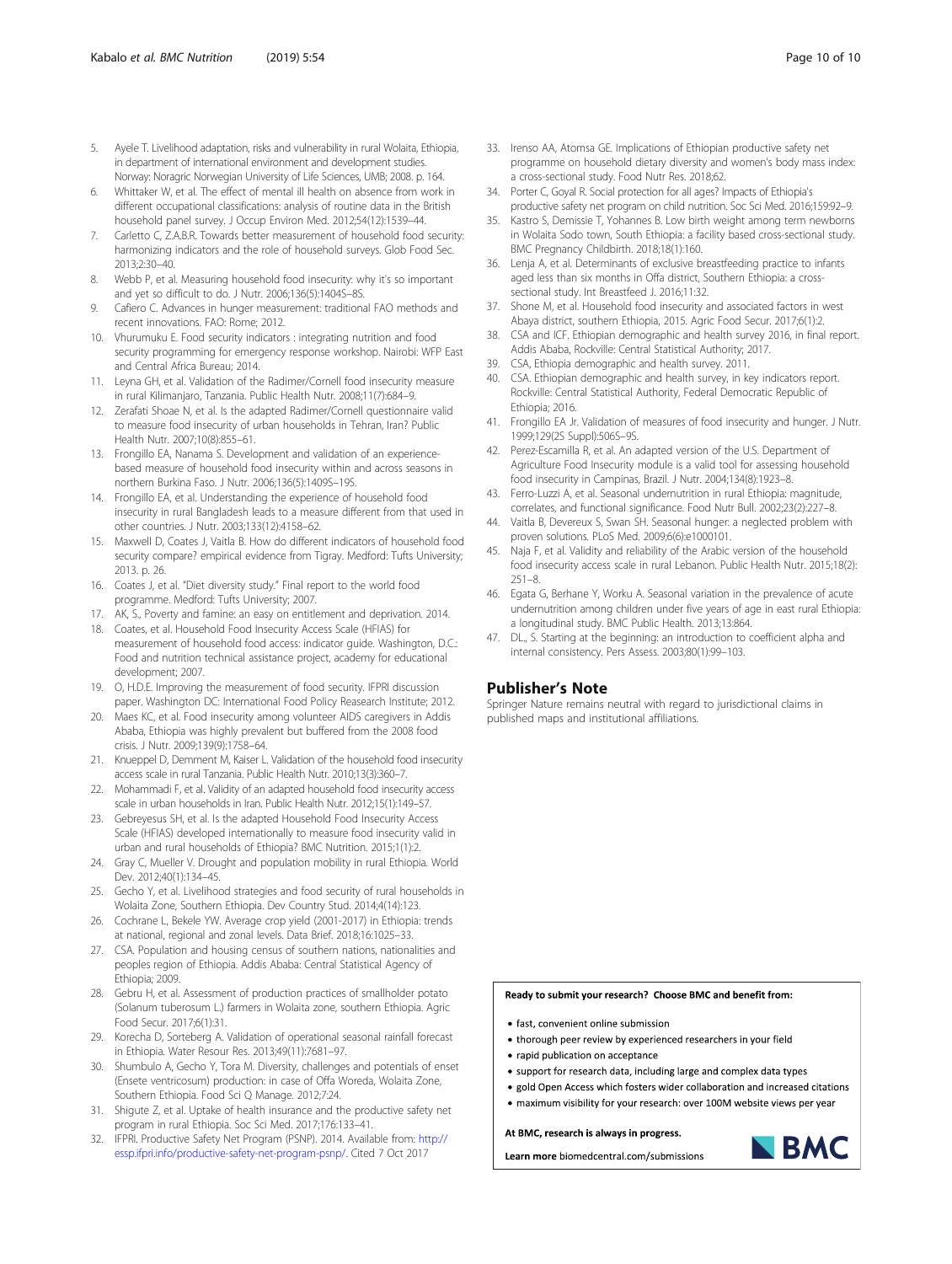5. Ayele T. Livelihood adaptation, risks and vulnerability in rural Wolaita, Ethiopia, in department of international environment and development studies. Norway: Noragric Norwegian University of Life Sciences, UMB; 2008. p. 164.
6. Whittaker W, et al. The effect of mental ill health on absence from work in different occupational classifications: analysis of routine data in the British household panel survey. J Occup Environ Med. 2012;54(12):1539–44.
7. Carletto C, Z.A.B.R. Towards better measurement of household food security: harmonizing indicators and the role of household surveys. Glob Food Sec. 2013;2:30–40.
8. Webb P, et al. Measuring household food insecurity: why it's so important and yet so difficult to do. J Nutr. 2006;136(5):1404S–8S.
9. Cafiero C. Advances in hunger measurement: traditional FAO methods and recent innovations. FAO: Rome; 2012.
10. Vhurumuku E. Food security indicators : integrating nutrition and food security programming for emergency response workshop. Nairobi: WFP East and Central Africa Bureau; 2014.
11. Leyna GH, et al. Validation of the Radimer/Cornell food insecurity measure in rural Kilimanjaro, Tanzania. Public Health Nutr. 2008;11(7):684–9.
12. Zerafati Shoae N, et al. Is the adapted Radimer/Cornell questionnaire valid to measure food insecurity of urban households in Tehran, Iran? Public Health Nutr. 2007;10(8):855–61.
13. Frongillo EA, Nanama S. Development and validation of an experience-based measure of household food insecurity within and across seasons in northern Burkina Faso. J Nutr. 2006;136(5):1409S–19S.
14. Frongillo EA, et al. Understanding the experience of household food insecurity in rural Bangladesh leads to a measure different from that used in other countries. J Nutr. 2003;133(12):4158–62.
15. Maxwell D, Coates J, Vaitla B. How do different indicators of household food security compare? empirical evidence from Tigray. Medford: Tufts University; 2013. p. 26.
16. Coates J, et al. "Diet diversity study." Final report to the world food programme. Medford: Tufts University; 2007.
17. AK, S., Poverty and famine: an easy on entitlement and deprivation. 2014.
18. Coates, et al. Household Food Insecurity Access Scale (HFIAS) for measurement of household food access: indicator guide. Washington, D.C.: Food and nutrition technical assistance project, academy for educational development; 2007.
19. O, H.D.E. Improving the measurement of food security. IFPRI discussion paper. Washington DC: International Food Policy Reasearch Institute; 2012.
20. Maes KC, et al. Food insecurity among volunteer AIDS caregivers in Addis Ababa, Ethiopia was highly prevalent but buffered from the 2008 food crisis. J Nutr. 2009;139(9):1758–64.
21. Knueppel D, Demment M, Kaiser L. Validation of the household food insecurity access scale in rural Tanzania. Public Health Nutr. 2010;13(3):360–7.
22. Mohammadi F, et al. Validity of an adapted household food insecurity access scale in urban households in Iran. Public Health Nutr. 2012;15(1):149–57.
23. Gebreyesus SH, et al. Is the adapted Household Food Insecurity Access Scale (HFIAS) developed internationally to measure food insecurity valid in urban and rural households of Ethiopia? BMC Nutrition. 2015;1(1):2.
24. Gray C, Mueller V. Drought and population mobility in rural Ethiopia. World Dev. 2012;40(1):134–45.
25. Gecho Y, et al. Livelihood strategies and food security of rural households in Wolaita Zone, Southern Ethiopia. Dev Country Stud. 2014;4(14):123.
26. Cochrane L, Bekele YW. Average crop yield (2001-2017) in Ethiopia: trends at national, regional and zonal levels. Data Brief. 2018;16:1025–33.
27. CSA. Population and housing census of southern nations, nationalities and peoples region of Ethiopia. Addis Ababa: Central Statistical Agency of Ethiopia; 2009.
28. Gebru H, et al. Assessment of production practices of smallholder potato (Solanum tuberosum L.) farmers in Wolaita zone, southern Ethiopia. Agric Food Secur. 2017;6(1):31.
29. Korecha D, Sorteberg A. Validation of operational seasonal rainfall forecast in Ethiopia. Water Resour Res. 2013;49(11):7681–97.
30. Shumbulo A, Gecho Y, Tora M. Diversity, challenges and potentials of enset (Ensete ventricosum) production: in case of Offa Woreda, Wolaita Zone, Southern Ethiopia. Food Sci Q Manage. 2012;7:24.
31. Shigute Z, et al. Uptake of health insurance and the productive safety net program in rural Ethiopia. Soc Sci Med. 2017;176:133–41.
32. IFPRI. Productive Safety Net Program (PSNP). 2014. Available from: http://essp.ifpri.info/productive-safety-net-program-psnp/. Cited 7 Oct 2017
33. Irenso AA, Atomsa GE. Implications of Ethiopian productive safety net programme on household dietary diversity and women's body mass index: a cross-sectional study. Food Nutr Res. 2018;62.
34. Porter C, Goyal R. Social protection for all ages? Impacts of Ethiopia's productive safety net program on child nutrition. Soc Sci Med. 2016;159:92–9.
35. Kastro S, Demissie T, Yohannes B. Low birth weight among term newborns in Wolaita Sodo town, South Ethiopia: a facility based cross-sectional study. BMC Pregnancy Childbirth. 2018;18(1):160.
36. Lenja A, et al. Determinants of exclusive breastfeeding practice to infants aged less than six months in Offa district, Southern Ethiopia: a cross-sectional study. Int Breastfeed J. 2016;11:32.
37. Shone M, et al. Household food insecurity and associated factors in west Abaya district, southern Ethiopia, 2015. Agric Food Secur. 2017;6(1):2.
38. CSA and ICF. Ethiopian demographic and health survey 2016, in final report. Addis Ababa, Rockville: Central Statistical Authority; 2017.
39. CSA, Ethiopia demographic and health survey. 2011.
40. CSA. Ethiopian demographic and health survey, in key indicators report. Rockville: Central Statistical Authority, Federal Democratic Republic of Ethiopia; 2016.
41. Frongillo EA Jr. Validation of measures of food insecurity and hunger. J Nutr. 1999;129(2S Suppl):506S–9S.
42. Perez-Escamilla R, et al. An adapted version of the U.S. Department of Agriculture Food Insecurity module is a valid tool for assessing household food insecurity in Campinas, Brazil. J Nutr. 2004;134(8):1923–8.
43. Ferro-Luzzi A, et al. Seasonal undernutrition in rural Ethiopia: magnitude, correlates, and functional significance. Food Nutr Bull. 2002;23(2):227–8.
44. Vaitla B, Devereux S, Swan SH. Seasonal hunger: a neglected problem with proven solutions. PLoS Med. 2009;6(6):e1000101.
45. Naja F, et al. Validity and reliability of the Arabic version of the household food insecurity access scale in rural Lebanon. Public Health Nutr. 2015;18(2):251–8.
46. Egata G, Berhane Y, Worku A. Seasonal variation in the prevalence of acute undernutrition among children under five years of age in east rural Ethiopia: a longitudinal study. BMC Public Health. 2013;13:864.
47. DL., S. Starting at the beginning: an introduction to coefficient alpha and internal consistency. Pers Assess. 2003;80(1):99–103.

## Publisher's Note

Springer Nature remains neutral with regard to jurisdictional claims in published maps and institutional affiliations.

**Ready to submit your research? Choose BMC and benefit from:**

- fast, convenient online submission
- thorough peer review by experienced researchers in your field
- rapid publication on acceptance
- support for research data, including large and complex data types
- gold Open Access which fosters wider collaboration and increased citations
- maximum visibility for your research: over 100M website views per year

**At BMC, research is always in progress.**

**Learn more** biomedcentral.com/submissions

BMC